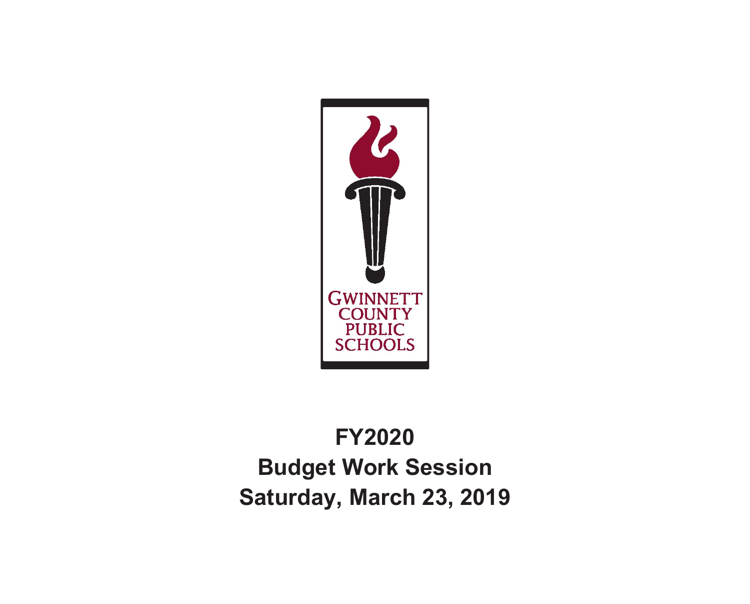GWINNETT COUNTY PUBLIC SCHOOLS

# FY2020
# Budget Work Session
# Saturday, March 23, 2019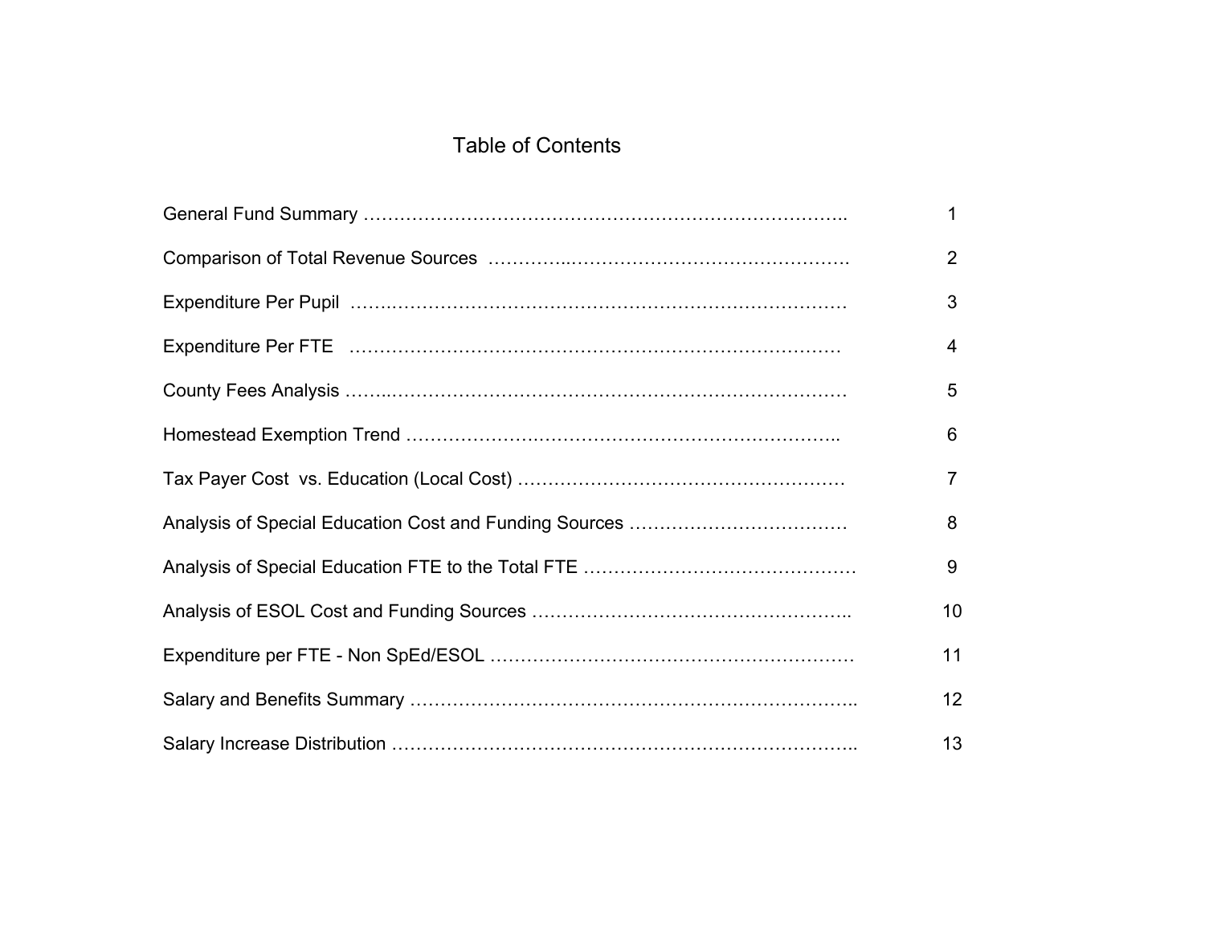# Table of Contents

| | |
|---|---|
| General Fund Summary | 1 |
| Comparison of Total Revenue Sources | 2 |
| Expenditure Per Pupil | 3 |
| Expenditure Per FTE | 4 |
| County Fees Analysis | 5 |
| Homestead Exemption Trend | 6 |
| Tax Payer Cost vs. Education (Local Cost) | 7 |
| Analysis of Special Education Cost and Funding Sources | 8 |
| Analysis of Special Education FTE to the Total FTE | 9 |
| Analysis of ESOL Cost and Funding Sources | 10 |
| Expenditure per FTE - Non SpEd/ESOL | 11 |
| Salary and Benefits Summary | 12 |
| Salary Increase Distribution | 13 |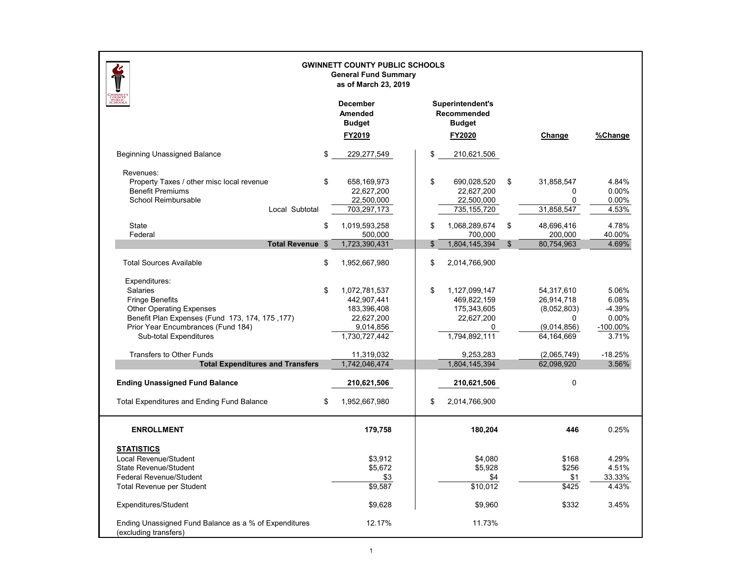# GWINNETT COUNTY PUBLIC SCHOOLS

## General Fund Summary

### as of March 23, 2019

| | December Amended Budget FY2019 | Superintendent's Recommended Budget FY2020 | Change | %Change |
|---|---|---|---|---|
| Beginning Unassigned Balance | $ 229,277,549 | $ 210,621,506 | | |
| **Revenues:** | | | | |
| Property Taxes / other misc local revenue | $ 658,169,973 | $ 690,028,520 | $ 31,858,547 | 4.84% |
| Benefit Premiums | 22,627,200 | 22,627,200 | 0 | 0.00% |
| School Reimbursable | 22,500,000 | 22,500,000 | 0 | 0.00% |
| Local Subtotal | 703,297,173 | 735,155,720 | 31,858,547 | 4.53% |
| State | $ 1,019,593,258 | $ 1,068,289,674 | $ 48,696,416 | 4.78% |
| Federal | 500,000 | 700,000 | 200,000 | 40.00% |
| **Total Revenue** | $ 1,723,390,431 | $ 1,804,145,394 | $ 80,754,963 | 4.69% |
| Total Sources Available | $ 1,952,667,980 | $ 2,014,766,900 | | |
| **Expenditures:** | | | | |
| Salaries | $ 1,072,781,537 | $ 1,127,099,147 | 54,317,610 | 5.06% |
| Fringe Benefits | 442,907,441 | 469,822,159 | 26,914,718 | 6.08% |
| Other Operating Expenses | 183,396,408 | 175,343,605 | (8,052,803) | -4.39% |
| Benefit Plan Expenses (Fund 173, 174, 175 ,177) | 22,627,200 | 22,627,200 | 0 | 0.00% |
| Prior Year Encumbrances (Fund 184) | 9,014,856 | 0 | (9,014,856) | -100.00% |
| Sub-total Expenditures | 1,730,727,442 | 1,794,892,111 | 64,164,669 | 3.71% |
| Transfers to Other Funds | 11,319,032 | 9,253,283 | (2,065,749) | -18.25% |
| **Total Expenditures and Transfers** | 1,742,046,474 | 1,804,145,394 | 62,098,920 | 3.56% |
| **Ending Unassigned Fund Balance** | **210,621,506** | **210,621,506** | 0 | |
| Total Expenditures and Ending Fund Balance | $ 1,952,667,980 | $ 2,014,766,900 | | |
| **ENROLLMENT** | **179,758** | **180,204** | **446** | 0.25% |
| **STATISTICS** | | | | |
| Local Revenue/Student | $3,912 | $4,080 | $168 | 4.29% |
| State Revenue/Student | $5,672 | $5,928 | $256 | 4.51% |
| Federal Revenue/Student | $3 | $4 | $1 | 33.33% |
| Total Revenue per Student | $9,587 | $10,012 | $425 | 4.43% |
| Expenditures/Student | $9,628 | $9,960 | $332 | 3.45% |
| Ending Unassigned Fund Balance as a % of Expenditures (excluding transfers) | 12.17% | 11.73% | | |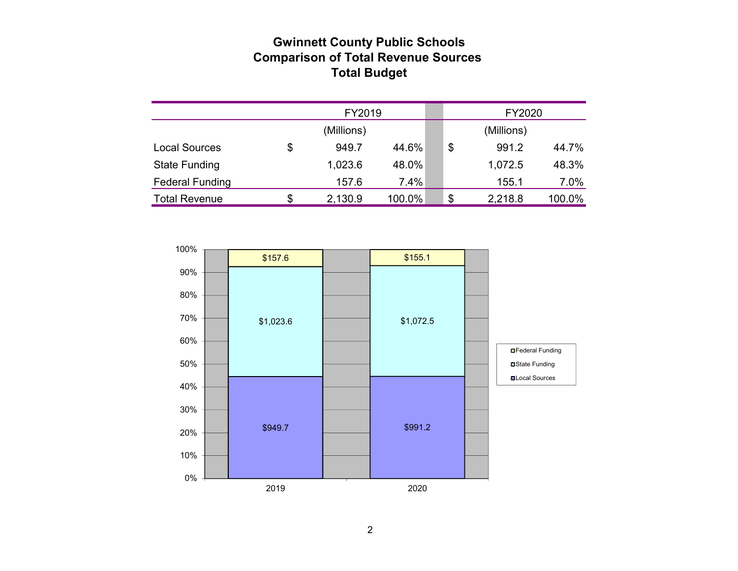# Gwinnett County Public Schools
## Comparison of Total Revenue Sources
## Total Budget

| | FY2019 | | | FY2020 | | |
|---|---|---|---|---|---|---|
| | | (Millions) | | | (Millions) | |
| Local Sources | $ | 949.7 | 44.6% | $ | 991.2 | 44.7% |
| State Funding | | 1,023.6 | 48.0% | | 1,072.5 | 48.3% |
| Federal Funding | | 157.6 | 7.4% | | 155.1 | 7.0% |
| Total Revenue | $ | 2,130.9 | 100.0% | $ | 2,218.8 | 100.0% |

| | 2019 | 2020 |
|---|---|---|
| Federal Funding | $157.6 | $155.1 |
| State Funding | $1,023.6 | $1,072.5 |
| Local Sources | $949.7 | $991.2 |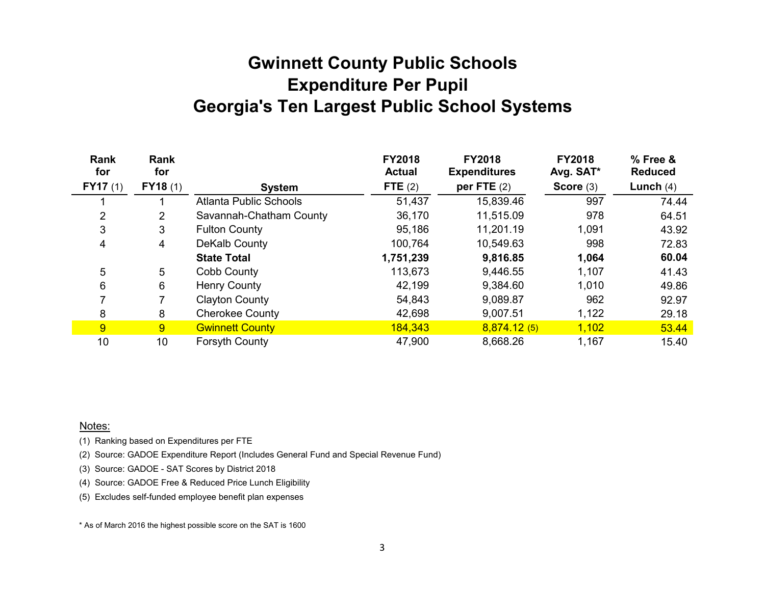# Gwinnett County Public Schools
# Expenditure Per Pupil
# Georgia's Ten Largest Public School Systems

| Rank for FY17 (1) | Rank for FY18 (1) | System | FY2018 Actual FTE (2) | FY2018 Expenditures per FTE (2) | FY2018 Avg. SAT* Score (3) | % Free & Reduced Lunch (4) |
|---|---|---|---|---|---|---|
| 1 | 1 | Atlanta Public Schools | 51,437 | 15,839.46 | 997 | 74.44 |
| 2 | 2 | Savannah-Chatham County | 36,170 | 11,515.09 | 978 | 64.51 |
| 3 | 3 | Fulton County | 95,186 | 11,201.19 | 1,091 | 43.92 |
| 4 | 4 | DeKalb County | 100,764 | 10,549.63 | 998 | 72.83 |
| | | **State Total** | **1,751,239** | **9,816.85** | **1,064** | **60.04** |
| 5 | 5 | Cobb County | 113,673 | 9,446.55 | 1,107 | 41.43 |
| 6 | 6 | Henry County | 42,199 | 9,384.60 | 1,010 | 49.86 |
| 7 | 7 | Clayton County | 54,843 | 9,089.87 | 962 | 92.97 |
| 8 | 8 | Cherokee County | 42,698 | 9,007.51 | 1,122 | 29.18 |
| 9 | 9 | Gwinnett County | 184,343 | 8,874.12 (5) | 1,102 | 53.44 |
| 10 | 10 | Forsyth County | 47,900 | 8,668.26 | 1,167 | 15.40 |

Notes:

(1) Ranking based on Expenditures per FTE

(2) Source: GADOE Expenditure Report (Includes General Fund and Special Revenue Fund)

(3) Source: GADOE - SAT Scores by District 2018

(4) Source: GADOE Free & Reduced Price Lunch Eligibility

(5) Excludes self-funded employee benefit plan expenses

* As of March 2016 the highest possible score on the SAT is 1600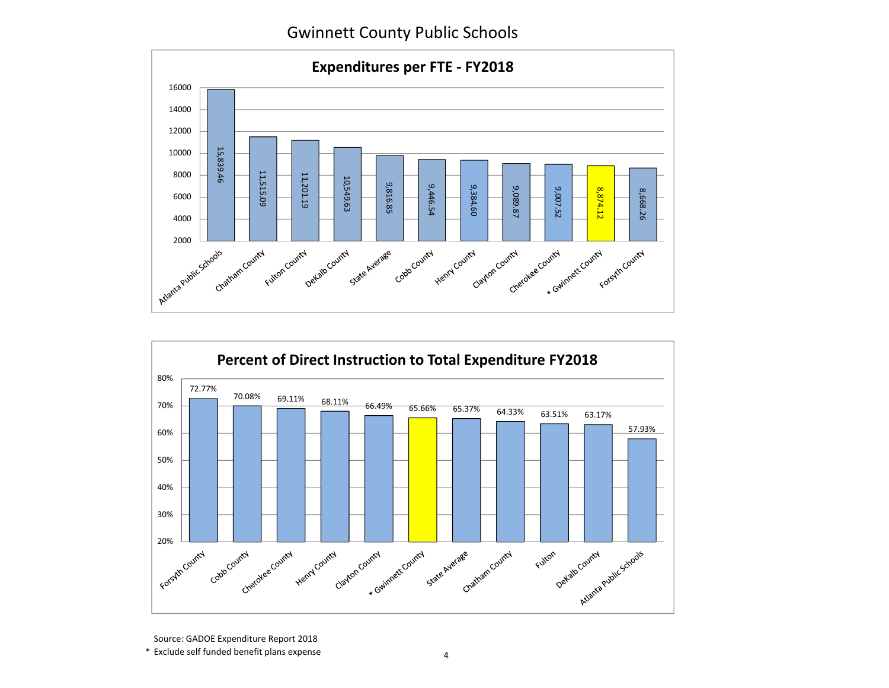# Gwinnett County Public Schools

## Expenditures per FTE - FY2018

| District | Expenditure per FTE |
|---|---|
| Atlanta Public Schools | 15,839.46 |
| Chatham County | 11,515.09 |
| Fulton County | 11,201.19 |
| DeKalb County | 10,549.63 |
| State Average | 9,816.85 |
| Cobb County | 9,446.54 |
| Henry County | 9,384.60 |
| Clayton County | 9,089.87 |
| Cherokee County | 9,007.52 |
| * Gwinnett County | 8,874.12 |
| Forsyth County | 8,668.26 |

## Percent of Direct Instruction to Total Expenditure FY2018

| District | Percent |
|---|---|
| Forsyth County | 72.77% |
| Cobb County | 70.08% |
| Cherokee County | 69.11% |
| Henry County | 68.11% |
| Clayton County | 66.49% |
| * Gwinnett County | 65.66% |
| State Average | 65.37% |
| Chatham County | 64.33% |
| Fulton | 63.51% |
| DeKalb County | 63.17% |
| Atlanta Public Schools | 57.93% |

Source: GADOE Expenditure Report 2018

* Exclude self funded benefit plans expense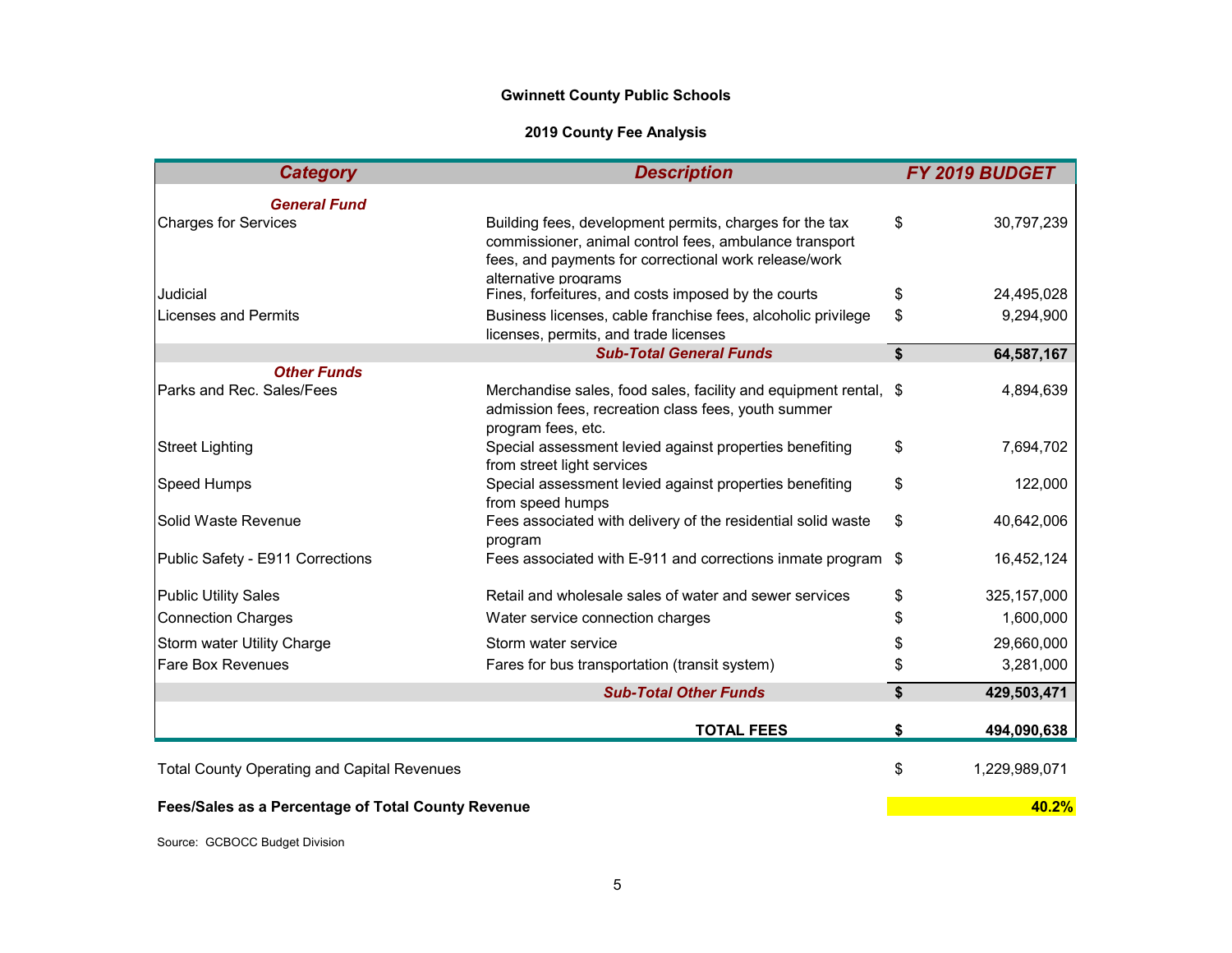**Gwinnett County Public Schools**

**2019 County Fee Analysis**

| Category | Description | FY 2019 BUDGET |
|---|---|---|
| ***General Fund*** | | |
| Charges for Services | Building fees, development permits, charges for the tax commissioner, animal control fees, ambulance transport fees, and payments for correctional work release/work alternative programs | $ 30,797,239 |
| Judicial | Fines, forfeitures, and costs imposed by the courts | $ 24,495,028 |
| Licenses and Permits | Business licenses, cable franchise fees, alcoholic privilege licenses, permits, and trade licenses | $ 9,294,900 |
| | ***Sub-Total General Funds*** | **$ 64,587,167** |
| ***Other Funds*** | | |
| Parks and Rec. Sales/Fees | Merchandise sales, food sales, facility and equipment rental, admission fees, recreation class fees, youth summer program fees, etc. | $ 4,894,639 |
| Street Lighting | Special assessment levied against properties benefiting from street light services | $ 7,694,702 |
| Speed Humps | Special assessment levied against properties benefiting from speed humps | $ 122,000 |
| Solid Waste Revenue | Fees associated with delivery of the residential solid waste program | $ 40,642,006 |
| Public Safety - E911 Corrections | Fees associated with E-911 and corrections inmate program | $ 16,452,124 |
| Public Utility Sales | Retail and wholesale sales of water and sewer services | $ 325,157,000 |
| Connection Charges | Water service connection charges | $ 1,600,000 |
| Storm water Utility Charge | Storm water service | $ 29,660,000 |
| Fare Box Revenues | Fares for bus transportation (transit system) | $ 3,281,000 |
| | ***Sub-Total Other Funds*** | **$ 429,503,471** |
| | **TOTAL FEES** | **$ 494,090,638** |
| Total County Operating and Capital Revenues | | $ 1,229,989,071 |
| **Fees/Sales as a Percentage of Total County Revenue** | | **40.2%** |

Source: GCBOCC Budget Division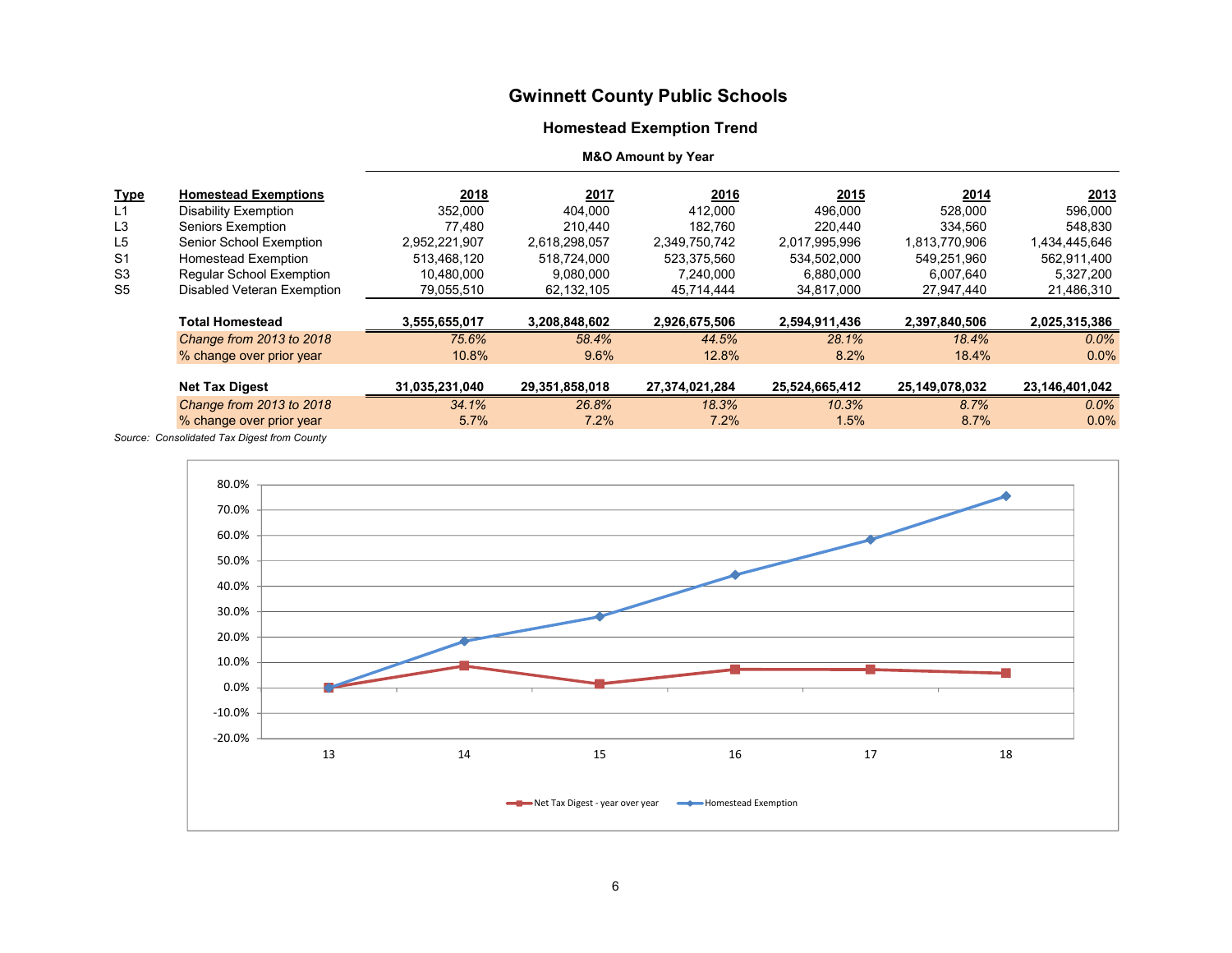# Gwinnett County Public Schools

## Homestead Exemption Trend

### M&O Amount by Year

| Type | Homestead Exemptions | 2018 | 2017 | 2016 | 2015 | 2014 | 2013 |
|---|---|---|---|---|---|---|---|
| L1 | Disability Exemption | 352,000 | 404,000 | 412,000 | 496,000 | 528,000 | 596,000 |
| L3 | Seniors Exemption | 77,480 | 210,440 | 182,760 | 220,440 | 334,560 | 548,830 |
| L5 | Senior School Exemption | 2,952,221,907 | 2,618,298,057 | 2,349,750,742 | 2,017,995,996 | 1,813,770,906 | 1,434,445,646 |
| S1 | Homestead Exemption | 513,468,120 | 518,724,000 | 523,375,560 | 534,502,000 | 549,251,960 | 562,911,400 |
| S3 | Regular School Exemption | 10,480,000 | 9,080,000 | 7,240,000 | 6,880,000 | 6,007,640 | 5,327,200 |
| S5 | Disabled Veteran Exemption | 79,055,510 | 62,132,105 | 45,714,444 | 34,817,000 | 27,947,440 | 21,486,310 |
| | **Total Homestead** | **3,555,655,017** | **3,208,848,602** | **2,926,675,506** | **2,594,911,436** | **2,397,840,506** | **2,025,315,386** |
| | *Change from 2013 to 2018* | *75.6%* | *58.4%* | *44.5%* | *28.1%* | *18.4%* | *0.0%* |
| | % change over prior year | 10.8% | 9.6% | 12.8% | 8.2% | 18.4% | 0.0% |
| | **Net Tax Digest** | **31,035,231,040** | **29,351,858,018** | **27,374,021,284** | **25,524,665,412** | **25,149,078,032** | **23,146,401,042** |
| | *Change from 2013 to 2018* | *34.1%* | *26.8%* | *18.3%* | *10.3%* | *8.7%* | *0.0%* |
| | % change over prior year | 5.7% | 7.2% | 7.2% | 1.5% | 8.7% | 0.0% |

*Source: Consolidated Tax Digest from County*

Net Tax Digest - year over year | Homestead Exemption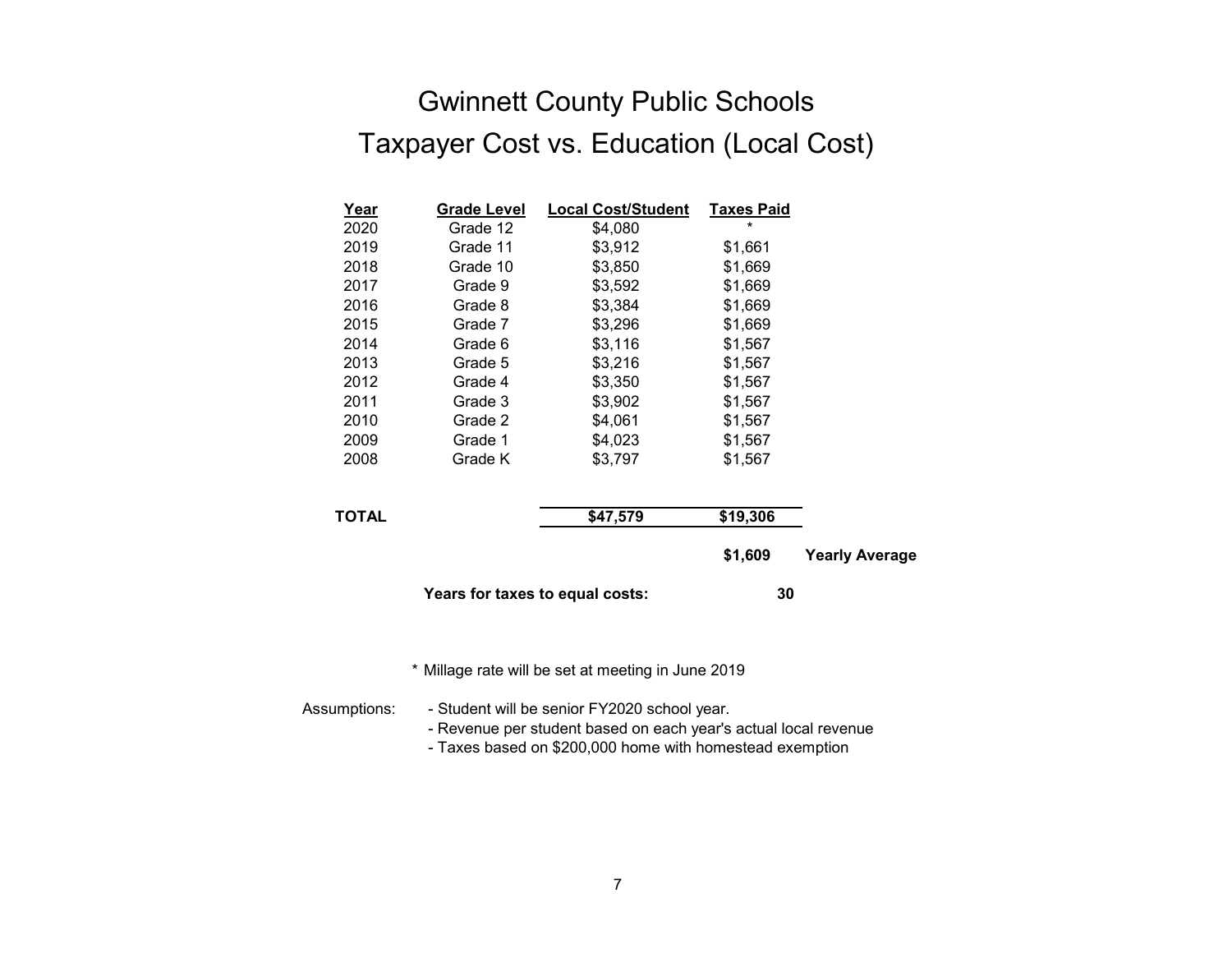# Gwinnett County Public Schools

## Taxpayer Cost vs. Education (Local Cost)

| Year | Grade Level | Local Cost/Student | Taxes Paid | |
|---|---|---|---|---|
| 2020 | Grade 12 | $4,080 | * | |
| 2019 | Grade 11 | $3,912 | $1,661 | |
| 2018 | Grade 10 | $3,850 | $1,669 | |
| 2017 | Grade 9 | $3,592 | $1,669 | |
| 2016 | Grade 8 | $3,384 | $1,669 | |
| 2015 | Grade 7 | $3,296 | $1,669 | |
| 2014 | Grade 6 | $3,116 | $1,567 | |
| 2013 | Grade 5 | $3,216 | $1,567 | |
| 2012 | Grade 4 | $3,350 | $1,567 | |
| 2011 | Grade 3 | $3,902 | $1,567 | |
| 2010 | Grade 2 | $4,061 | $1,567 | |
| 2009 | Grade 1 | $4,023 | $1,567 | |
| 2008 | Grade K | $3,797 | $1,567 | |
| **TOTAL** | | **$47,579** | **$19,306** | |
| | | | **$1,609** | **Yearly Average** |

**Years for taxes to equal costs:** **30**

\* Millage rate will be set at meeting in June 2019

Assumptions:
- Student will be senior FY2020 school year.
- Revenue per student based on each year's actual local revenue
- Taxes based on $200,000 home with homestead exemption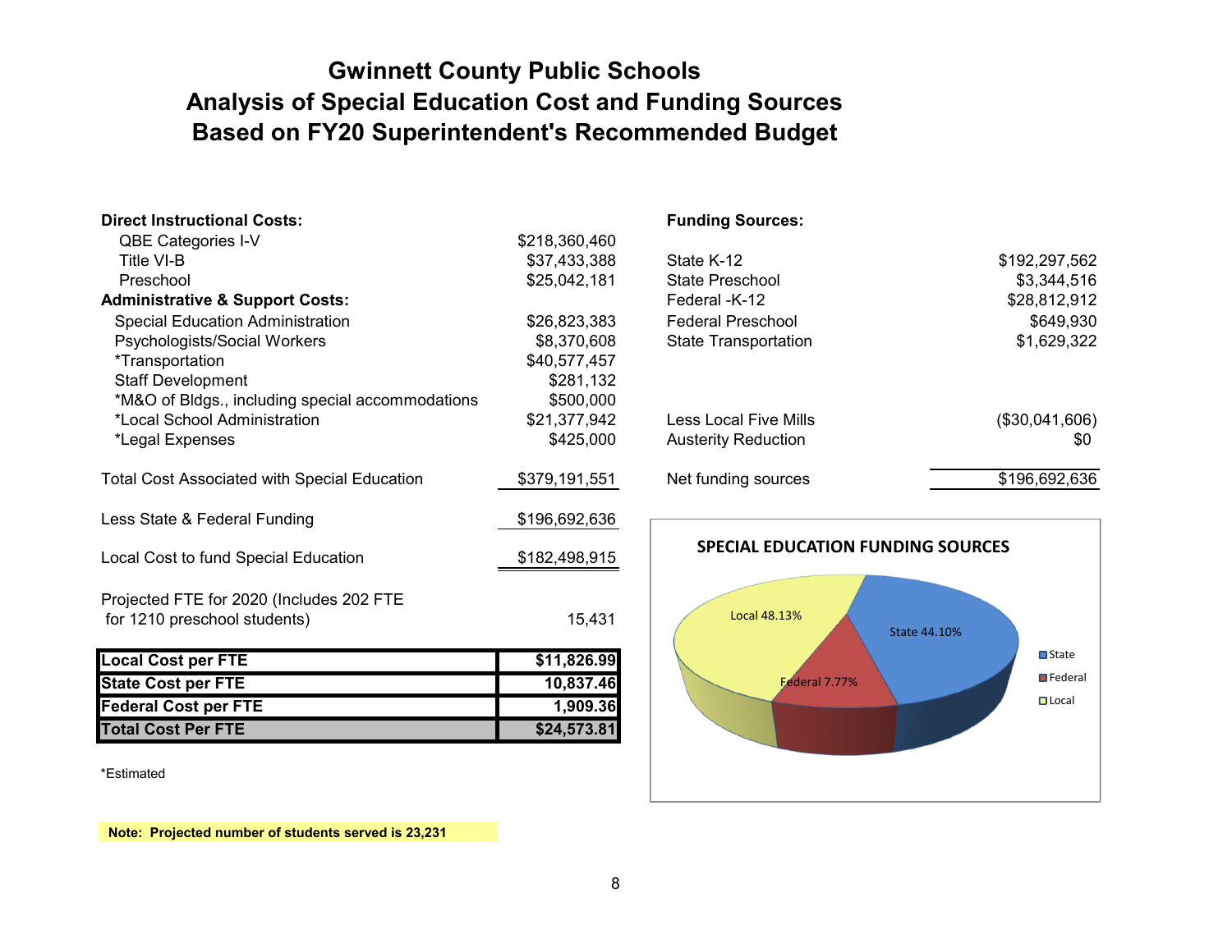# Gwinnett County Public Schools
# Analysis of Special Education Cost and Funding Sources
# Based on FY20 Superintendent's Recommended Budget

| **Direct Instructional Costs:** | |
|---|---|
| QBE Categories I-V | $218,360,460 |
| Title VI-B | $37,433,388 |
| Preschool | $25,042,181 |
| **Administrative & Support Costs:** | |
| Special Education Administration | $26,823,383 |
| Psychologists/Social Workers | $8,370,608 |
| *Transportation | $40,577,457 |
| Staff Development | $281,132 |
| *M&O of Bldgs., including special accommodations | $500,000 |
| *Local School Administration | $21,377,942 |
| *Legal Expenses | $425,000 |
| Total Cost Associated with Special Education | $379,191,551 |
| Less State & Federal Funding | $196,692,636 |
| Local Cost to fund Special Education | $182,498,915 |
| Projected FTE for 2020 (Includes 202 FTE for 1210 preschool students) | 15,431 |

| | |
|---|---|
| **Local Cost per FTE** | **$11,826.99** |
| **State Cost per FTE** | **10,837.46** |
| **Federal Cost per FTE** | **1,909.36** |
| **Total Cost Per FTE** | **$24,573.81** |

*Estimated

**Note: Projected number of students served is 23,231**

| **Funding Sources:** | |
|---|---|
| State K-12 | $192,297,562 |
| State Preschool | $3,344,516 |
| Federal -K-12 | $28,812,912 |
| Federal Preschool | $649,930 |
| State Transportation | $1,629,322 |
| Less Local Five Mills | ($30,041,606) |
| Austerity Reduction | $0 |
| Net funding sources | $196,692,636 |

**SPECIAL EDUCATION FUNDING SOURCES**

| Source | Percent |
|---|---|
| State | 44.10% |
| Federal | 7.77% |
| Local | 48.13% |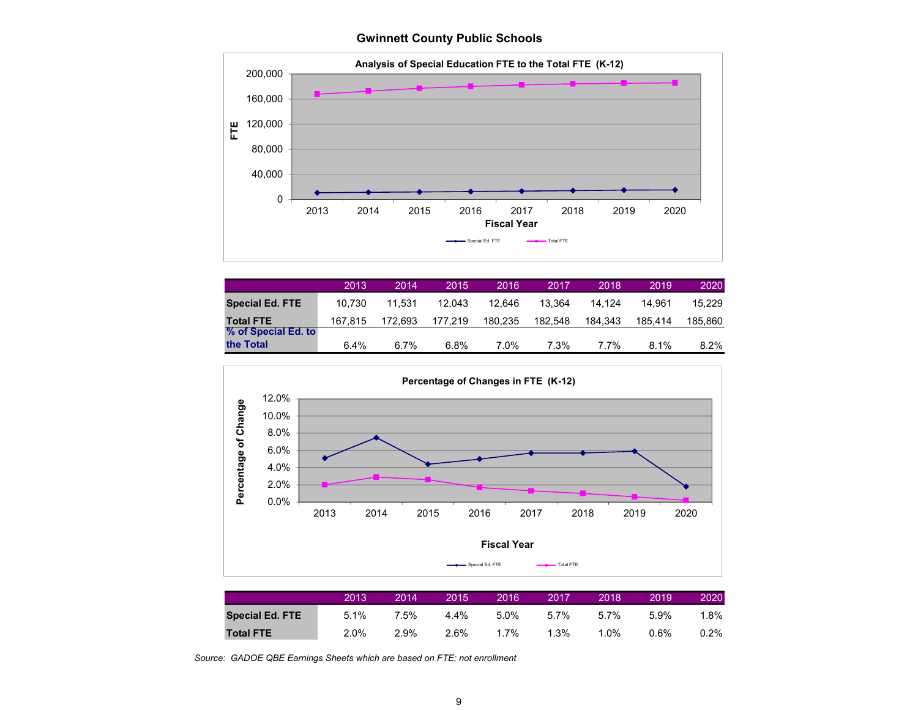# Gwinnett County Public Schools

**Analysis of Special Education FTE to the Total FTE (K-12)**

| | 2013 | 2014 | 2015 | 2016 | 2017 | 2018 | 2019 | 2020 |
|---|---|---|---|---|---|---|---|---|
| **Special Ed. FTE** | 10,730 | 11,531 | 12,043 | 12,646 | 13,364 | 14,124 | 14,961 | 15,229 |
| **Total FTE** | 167,815 | 172,693 | 177,219 | 180,235 | 182,548 | 184,343 | 185,414 | 185,860 |
| **% of Special Ed. to the Total** | 6.4% | 6.7% | 6.8% | 7.0% | 7.3% | 7.7% | 8.1% | 8.2% |

**Percentage of Changes in FTE (K-12)**

| | 2013 | 2014 | 2015 | 2016 | 2017 | 2018 | 2019 | 2020 |
|---|---|---|---|---|---|---|---|---|
| **Special Ed. FTE** | 5.1% | 7.5% | 4.4% | 5.0% | 5.7% | 5.7% | 5.9% | 1.8% |
| **Total FTE** | 2.0% | 2.9% | 2.6% | 1.7% | 1.3% | 1.0% | 0.6% | 0.2% |

*Source: GADOE QBE Earnings Sheets which are based on FTE; not enrollment*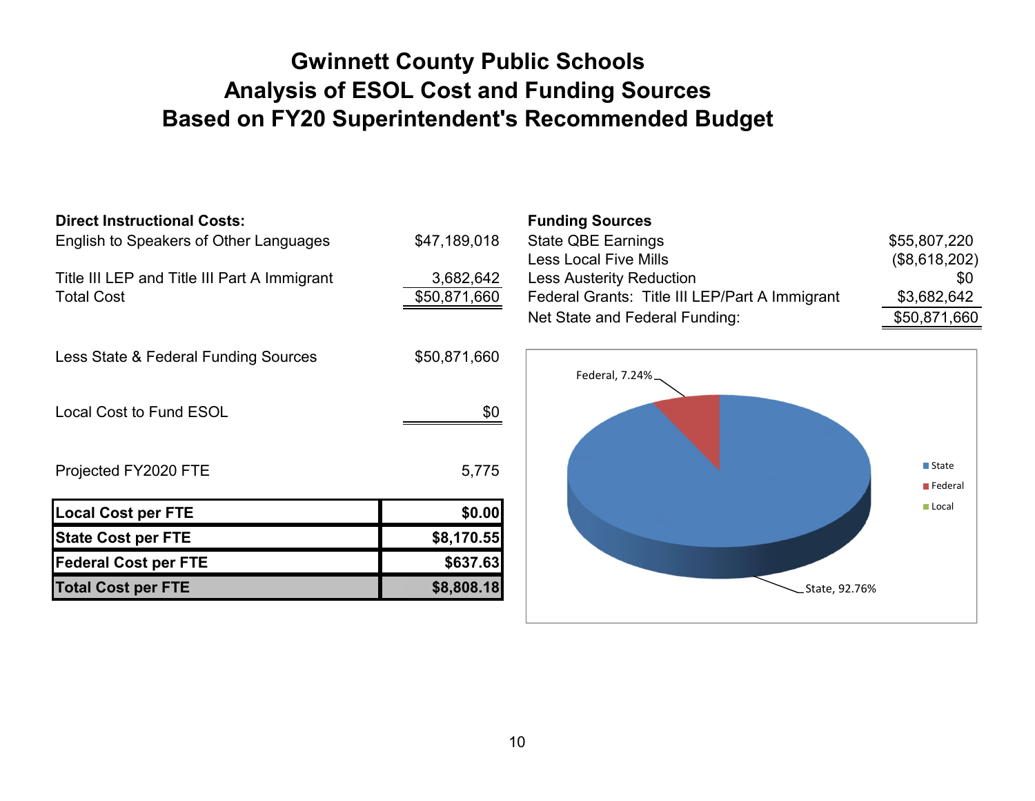# Gwinnett County Public Schools
# Analysis of ESOL Cost and Funding Sources
# Based on FY20 Superintendent's Recommended Budget

**Direct Instructional Costs:**

| | |
|---|---|
| English to Speakers of Other Languages | $47,189,018 |
| Title III LEP and Title III Part A Immigrant | 3,682,642 |
| Total Cost | $50,871,660 |
| Less State & Federal Funding Sources | $50,871,660 |
| Local Cost to Fund ESOL | $0 |
| Projected FY2020 FTE | 5,775 |

| | |
|---|---|
| **Local Cost per FTE** | **$0.00** |
| **State Cost per FTE** | **$8,170.55** |
| **Federal Cost per FTE** | **$637.63** |
| **Total Cost per FTE** | **$8,808.18** |

**Funding Sources**

| | |
|---|---|
| State QBE Earnings | $55,807,220 |
| Less Local Five Mills | ($8,618,202) |
| Less Austerity Reduction | $0 |
| Federal Grants: Title III LEP/Part A Immigrant | $3,682,642 |
| Net State and Federal Funding: | $50,871,660 |

Federal, 7.24%
State, 92.76%

State
Federal
Local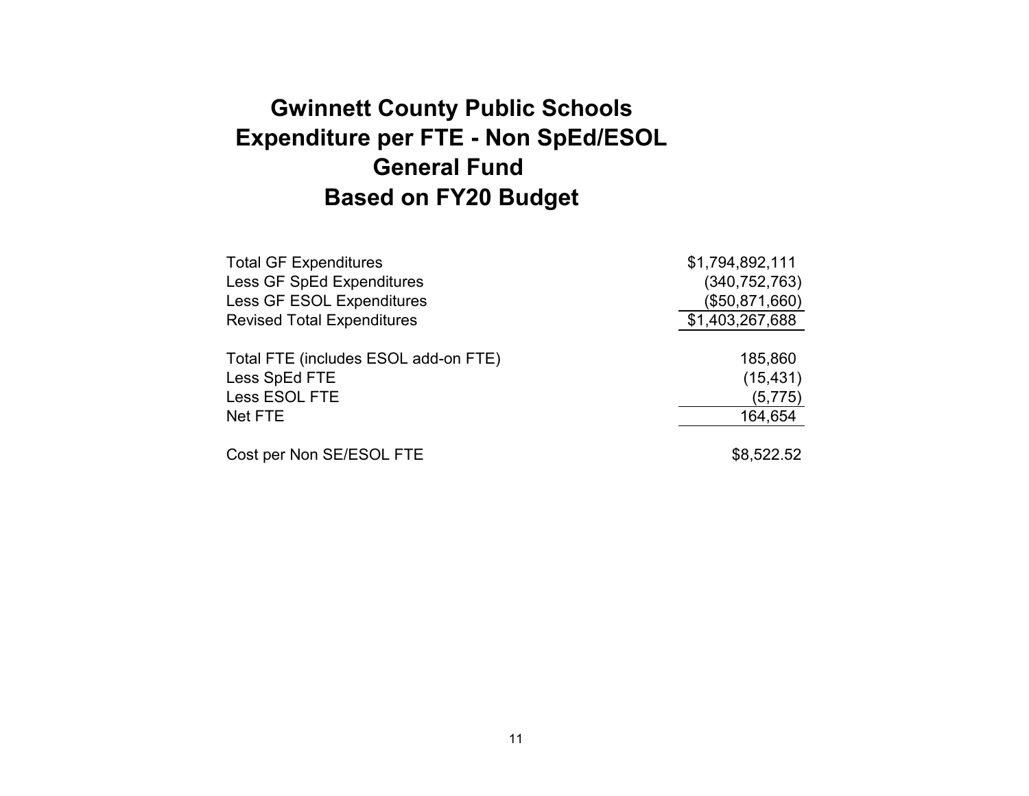# Gwinnett County Public Schools
# Expenditure per FTE - Non SpEd/ESOL
# General Fund
# Based on FY20 Budget

| | |
|---|---:|
| Total GF Expenditures | $1,794,892,111 |
| Less GF SpEd Expenditures | (340,752,763) |
| Less GF ESOL Expenditures | ($50,871,660) |
| Revised Total Expenditures | $1,403,267,688 |
| | |
| Total FTE (includes ESOL add-on FTE) | 185,860 |
| Less SpEd FTE | (15,431) |
| Less ESOL FTE | (5,775) |
| Net FTE | 164,654 |
| | |
| Cost per Non SE/ESOL FTE | $8,522.52 |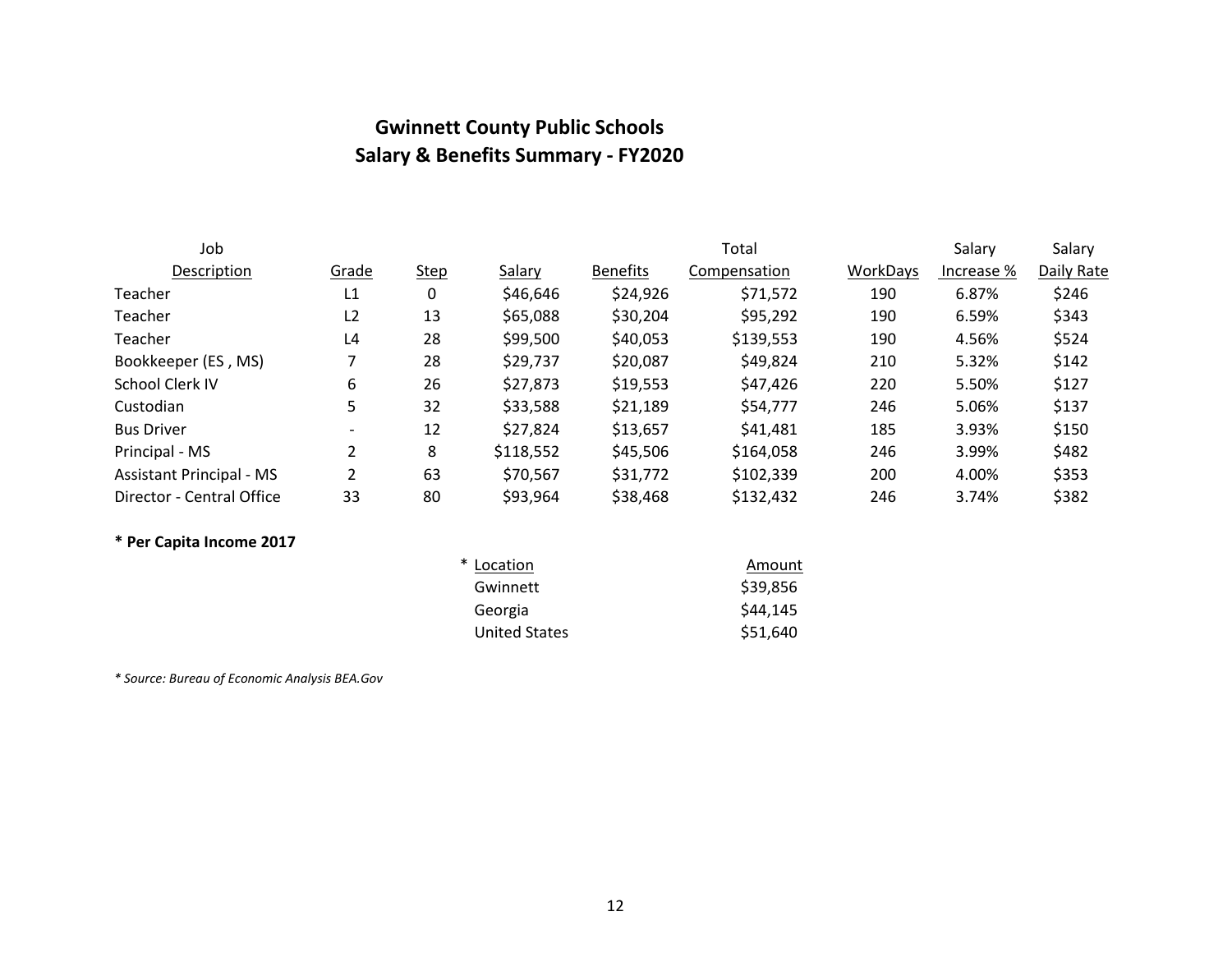# Gwinnett County Public Schools
## Salary & Benefits Summary - FY2020

| Job Description | Grade | Step | Salary | Benefits | Total Compensation | WorkDays | Salary Increase % | Salary Daily Rate |
|---|---|---|---|---|---|---|---|---|
| Teacher | L1 | 0 | $46,646 | $24,926 | $71,572 | 190 | 6.87% | $246 |
| Teacher | L2 | 13 | $65,088 | $30,204 | $95,292 | 190 | 6.59% | $343 |
| Teacher | L4 | 28 | $99,500 | $40,053 | $139,553 | 190 | 4.56% | $524 |
| Bookkeeper (ES , MS) | 7 | 28 | $29,737 | $20,087 | $49,824 | 210 | 5.32% | $142 |
| School Clerk IV | 6 | 26 | $27,873 | $19,553 | $47,426 | 220 | 5.50% | $127 |
| Custodian | 5 | 32 | $33,588 | $21,189 | $54,777 | 246 | 5.06% | $137 |
| Bus Driver | - | 12 | $27,824 | $13,657 | $41,481 | 185 | 3.93% | $150 |
| Principal - MS | 2 | 8 | $118,552 | $45,506 | $164,058 | 246 | 3.99% | $482 |
| Assistant Principal - MS | 2 | 63 | $70,567 | $31,772 | $102,339 | 200 | 4.00% | $353 |
| Director - Central Office | 33 | 80 | $93,964 | $38,468 | $132,432 | 246 | 3.74% | $382 |

**\* Per Capita Income 2017**

| * Location | Amount |
|---|---|
| Gwinnett | $39,856 |
| Georgia | $44,145 |
| United States | $51,640 |

*\* Source: Bureau of Economic Analysis BEA.Gov*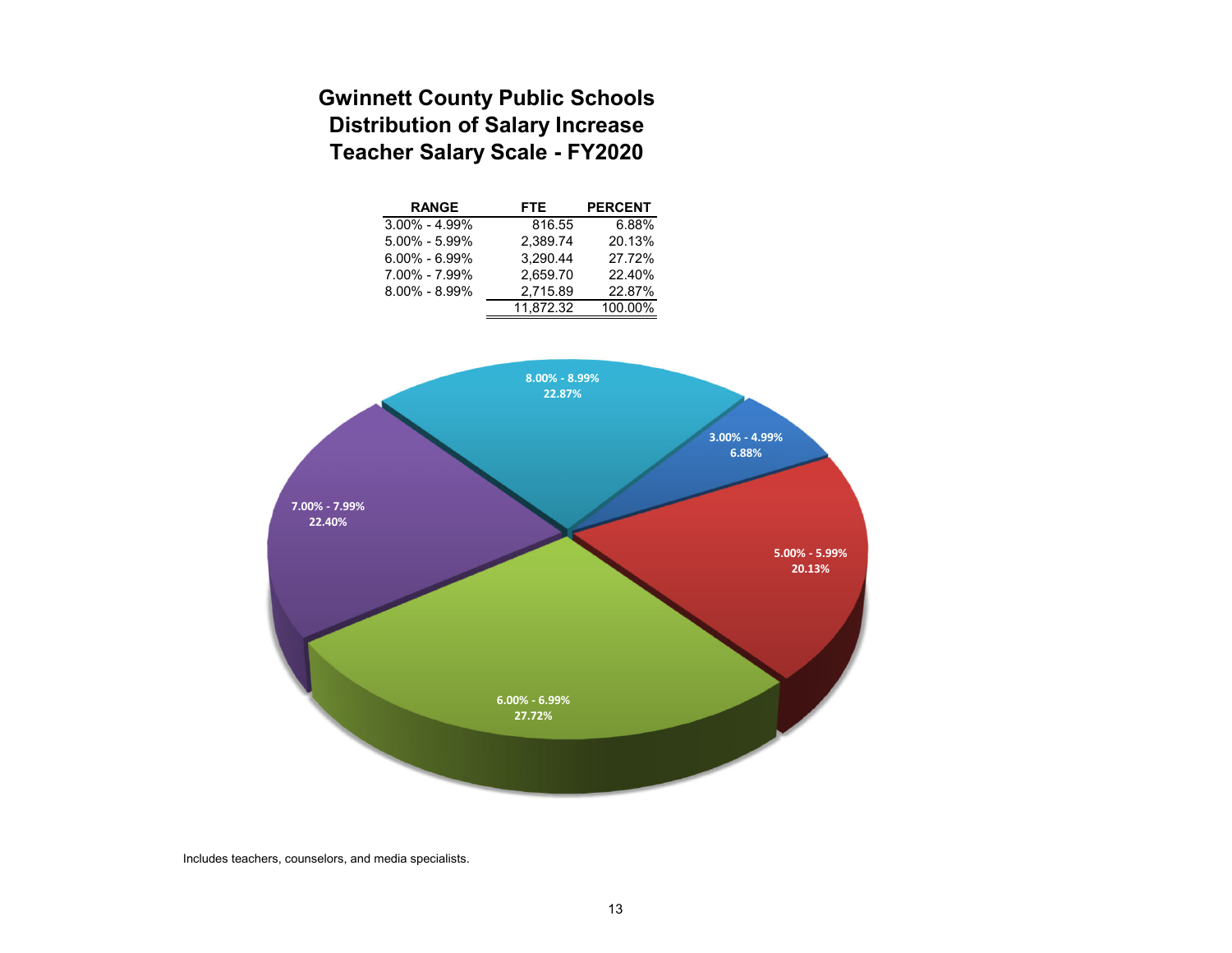# Gwinnett County Public Schools
## Distribution of Salary Increase
## Teacher Salary Scale - FY2020

| RANGE | FTE | PERCENT |
|---|---|---|
| 3.00% - 4.99% | 816.55 | 6.88% |
| 5.00% - 5.99% | 2,389.74 | 20.13% |
| 6.00% - 6.99% | 3,290.44 | 27.72% |
| 7.00% - 7.99% | 2,659.70 | 22.40% |
| 8.00% - 8.99% | 2,715.89 | 22.87% |
| | 11,872.32 | 100.00% |

8.00% - 8.99%
22.87%

3.00% - 4.99%
6.88%

7.00% - 7.99%
22.40%

5.00% - 5.99%
20.13%

6.00% - 6.99%
27.72%

Includes teachers, counselors, and media specialists.